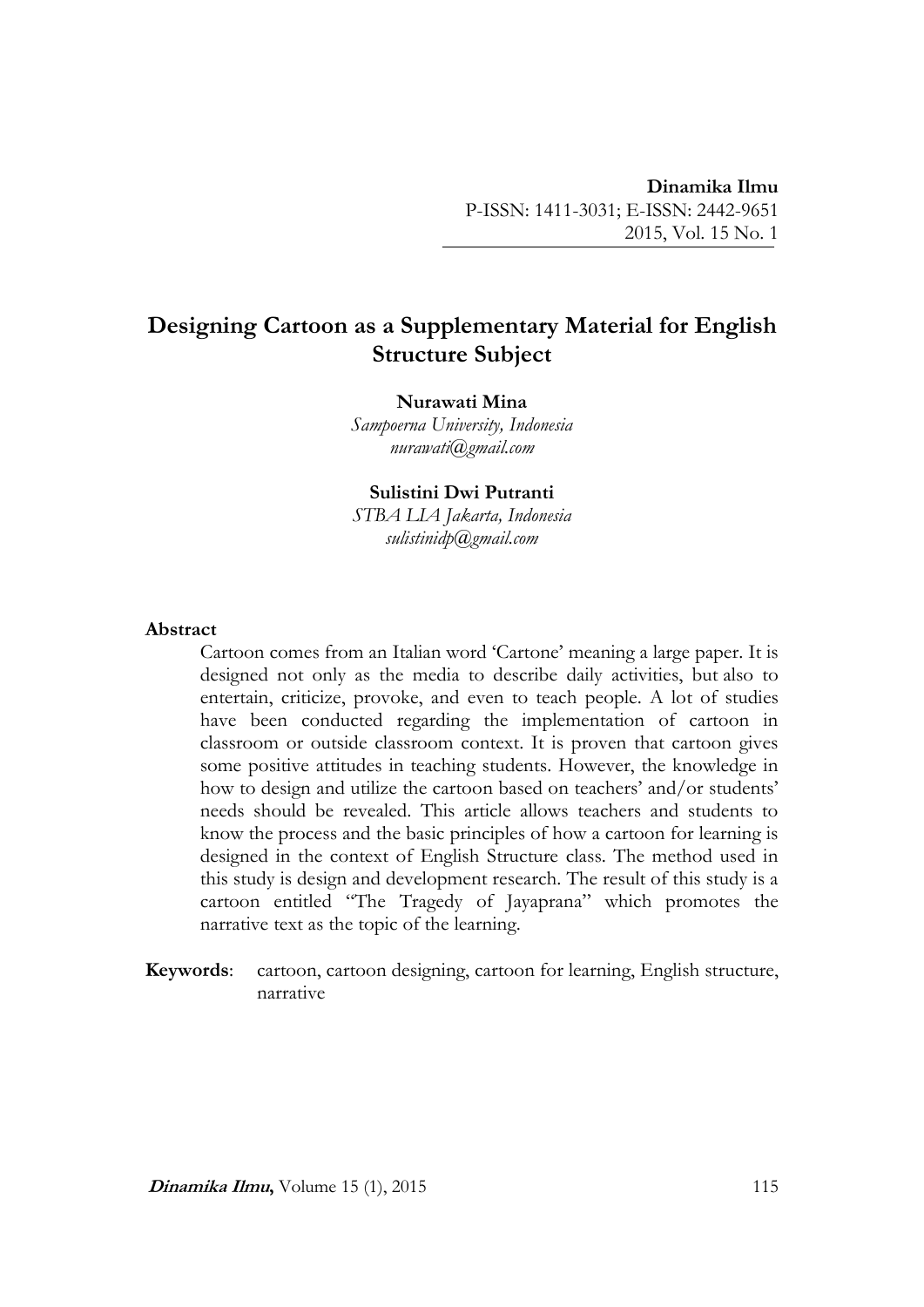**Dinamika Ilmu**
P-ISSN: 1411-3031; E-ISSN: 2442-9651
2015, Vol. 15 No. 1

# Designing Cartoon as a Supplementary Material for English Structure Subject

**Nurawati Mina**
*Sampoerna University, Indonesia*
*nurawati@gmail.com*

**Sulistini Dwi Putranti**
*STBA LIA Jakarta, Indonesia*
*sulistinidp@gmail.com*

### Abstract

Cartoon comes from an Italian word 'Cartone' meaning a large paper. It is designed not only as the media to describe daily activities, but also to entertain, criticize, provoke, and even to teach people. A lot of studies have been conducted regarding the implementation of cartoon in classroom or outside classroom context. It is proven that cartoon gives some positive attitudes in teaching students. However, the knowledge in how to design and utilize the cartoon based on teachers' and/or students' needs should be revealed. This article allows teachers and students to know the process and the basic principles of how a cartoon for learning is designed in the context of English Structure class. The method used in this study is design and development research. The result of this study is a cartoon entitled "The Tragedy of Jayaprana" which promotes the narrative text as the topic of the learning.

**Keywords**: cartoon, cartoon designing, cartoon for learning, English structure, narrative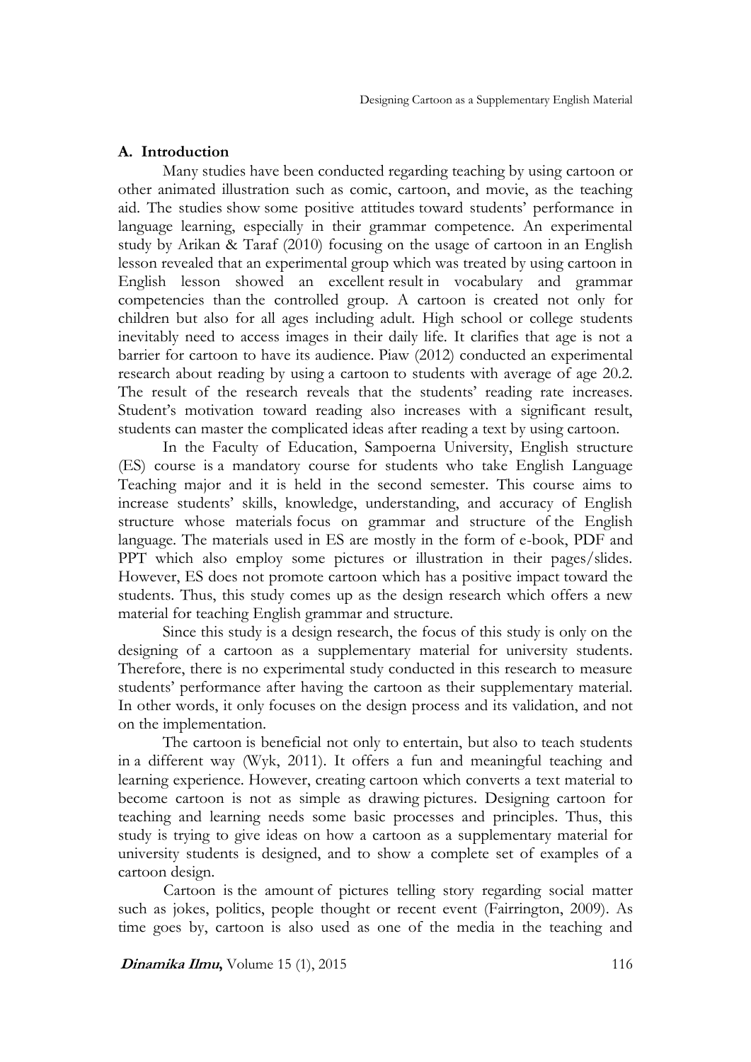## A. Introduction

Many studies have been conducted regarding teaching by using cartoon or other animated illustration such as comic, cartoon, and movie, as the teaching aid. The studies show some positive attitudes toward students' performance in language learning, especially in their grammar competence. An experimental study by Arikan & Taraf (2010) focusing on the usage of cartoon in an English lesson revealed that an experimental group which was treated by using cartoon in English lesson showed an excellent result in vocabulary and grammar competencies than the controlled group. A cartoon is created not only for children but also for all ages including adult. High school or college students inevitably need to access images in their daily life. It clarifies that age is not a barrier for cartoon to have its audience. Piaw (2012) conducted an experimental research about reading by using a cartoon to students with average of age 20.2. The result of the research reveals that the students' reading rate increases. Student's motivation toward reading also increases with a significant result, students can master the complicated ideas after reading a text by using cartoon.

In the Faculty of Education, Sampoerna University, English structure (ES) course is a mandatory course for students who take English Language Teaching major and it is held in the second semester. This course aims to increase students' skills, knowledge, understanding, and accuracy of English structure whose materials focus on grammar and structure of the English language. The materials used in ES are mostly in the form of e-book, PDF and PPT which also employ some pictures or illustration in their pages/slides. However, ES does not promote cartoon which has a positive impact toward the students. Thus, this study comes up as the design research which offers a new material for teaching English grammar and structure.

Since this study is a design research, the focus of this study is only on the designing of a cartoon as a supplementary material for university students. Therefore, there is no experimental study conducted in this research to measure students' performance after having the cartoon as their supplementary material. In other words, it only focuses on the design process and its validation, and not on the implementation.

The cartoon is beneficial not only to entertain, but also to teach students in a different way (Wyk, 2011). It offers a fun and meaningful teaching and learning experience. However, creating cartoon which converts a text material to become cartoon is not as simple as drawing pictures. Designing cartoon for teaching and learning needs some basic processes and principles. Thus, this study is trying to give ideas on how a cartoon as a supplementary material for university students is designed, and to show a complete set of examples of a cartoon design.

Cartoon is the amount of pictures telling story regarding social matter such as jokes, politics, people thought or recent event (Fairrington, 2009). As time goes by, cartoon is also used as one of the media in the teaching and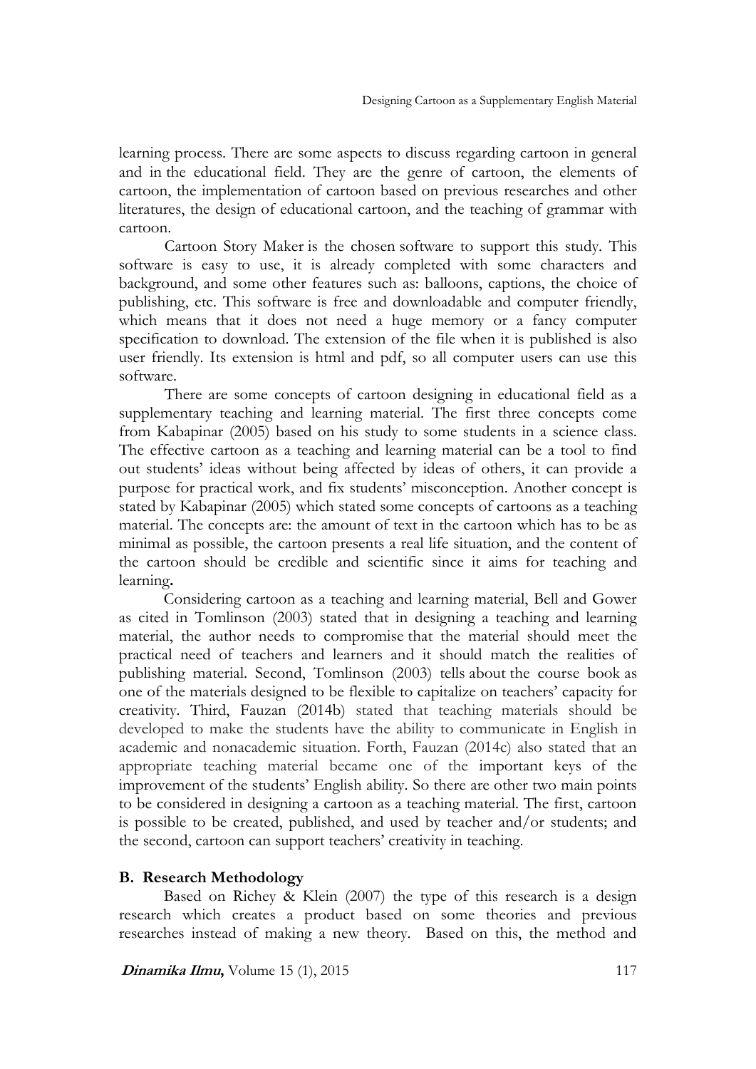learning process. There are some aspects to discuss regarding cartoon in general and in the educational field. They are the genre of cartoon, the elements of cartoon, the implementation of cartoon based on previous researches and other literatures, the design of educational cartoon, and the teaching of grammar with cartoon.

Cartoon Story Maker is the chosen software to support this study. This software is easy to use, it is already completed with some characters and background, and some other features such as: balloons, captions, the choice of publishing, etc. This software is free and downloadable and computer friendly, which means that it does not need a huge memory or a fancy computer specification to download. The extension of the file when it is published is also user friendly. Its extension is html and pdf, so all computer users can use this software.

There are some concepts of cartoon designing in educational field as a supplementary teaching and learning material. The first three concepts come from Kabapinar (2005) based on his study to some students in a science class. The effective cartoon as a teaching and learning material can be a tool to find out students' ideas without being affected by ideas of others, it can provide a purpose for practical work, and fix students' misconception. Another concept is stated by Kabapinar (2005) which stated some concepts of cartoons as a teaching material. The concepts are: the amount of text in the cartoon which has to be as minimal as possible, the cartoon presents a real life situation, and the content of the cartoon should be credible and scientific since it aims for teaching and learning**.**

Considering cartoon as a teaching and learning material, Bell and Gower as cited in Tomlinson (2003) stated that in designing a teaching and learning material, the author needs to compromise that the material should meet the practical need of teachers and learners and it should match the realities of publishing material. Second, Tomlinson (2003) tells about the course book as one of the materials designed to be flexible to capitalize on teachers' capacity for creativity. Third, Fauzan (2014b) stated that teaching materials should be developed to make the students have the ability to communicate in English in academic and nonacademic situation. Forth, Fauzan (2014c) also stated that an appropriate teaching material became one of the important keys of the improvement of the students' English ability. So there are other two main points to be considered in designing a cartoon as a teaching material. The first, cartoon is possible to be created, published, and used by teacher and/or students; and the second, cartoon can support teachers' creativity in teaching.

## B. Research Methodology

Based on Richey & Klein (2007) the type of this research is a design research which creates a product based on some theories and previous researches instead of making a new theory. Based on this, the method and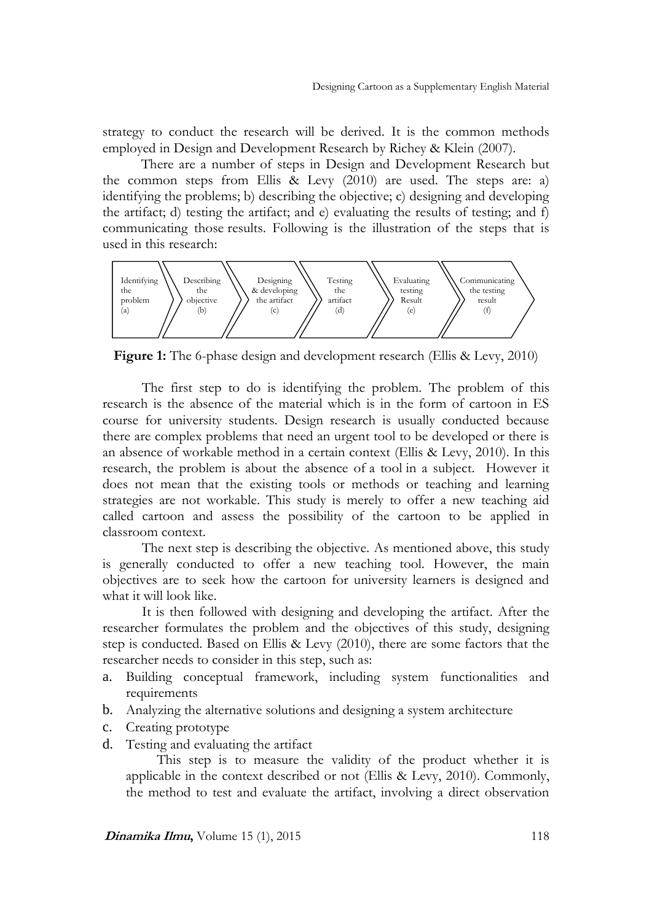strategy to conduct the research will be derived. It is the common methods employed in Design and Development Research by Richey & Klein (2007).

There are a number of steps in Design and Development Research but the common steps from Ellis & Levy (2010) are used. The steps are: a) identifying the problems; b) describing the objective; c) designing and developing the artifact; d) testing the artifact; and e) evaluating the results of testing; and f) communicating those results. Following is the illustration of the steps that is used in this research:

Identifying the problem (a) → Describing the objective (b) → Designing & developing the artifact (c) → Testing the artifact (d) → Evaluating testing Result (e) → Communicating the testing result (f)

**Figure 1:** The 6-phase design and development research (Ellis & Levy, 2010)

The first step to do is identifying the problem. The problem of this research is the absence of the material which is in the form of cartoon in ES course for university students. Design research is usually conducted because there are complex problems that need an urgent tool to be developed or there is an absence of workable method in a certain context (Ellis & Levy, 2010). In this research, the problem is about the absence of a tool in a subject. However it does not mean that the existing tools or methods or teaching and learning strategies are not workable. This study is merely to offer a new teaching aid called cartoon and assess the possibility of the cartoon to be applied in classroom context.

The next step is describing the objective. As mentioned above, this study is generally conducted to offer a new teaching tool. However, the main objectives are to seek how the cartoon for university learners is designed and what it will look like.

It is then followed with designing and developing the artifact. After the researcher formulates the problem and the objectives of this study, designing step is conducted. Based on Ellis & Levy (2010), there are some factors that the researcher needs to consider in this step, such as:

a. Building conceptual framework, including system functionalities and requirements
b. Analyzing the alternative solutions and designing a system architecture
c. Creating prototype
d. Testing and evaluating the artifact

   This step is to measure the validity of the product whether it is applicable in the context described or not (Ellis & Levy, 2010). Commonly, the method to test and evaluate the artifact, involving a direct observation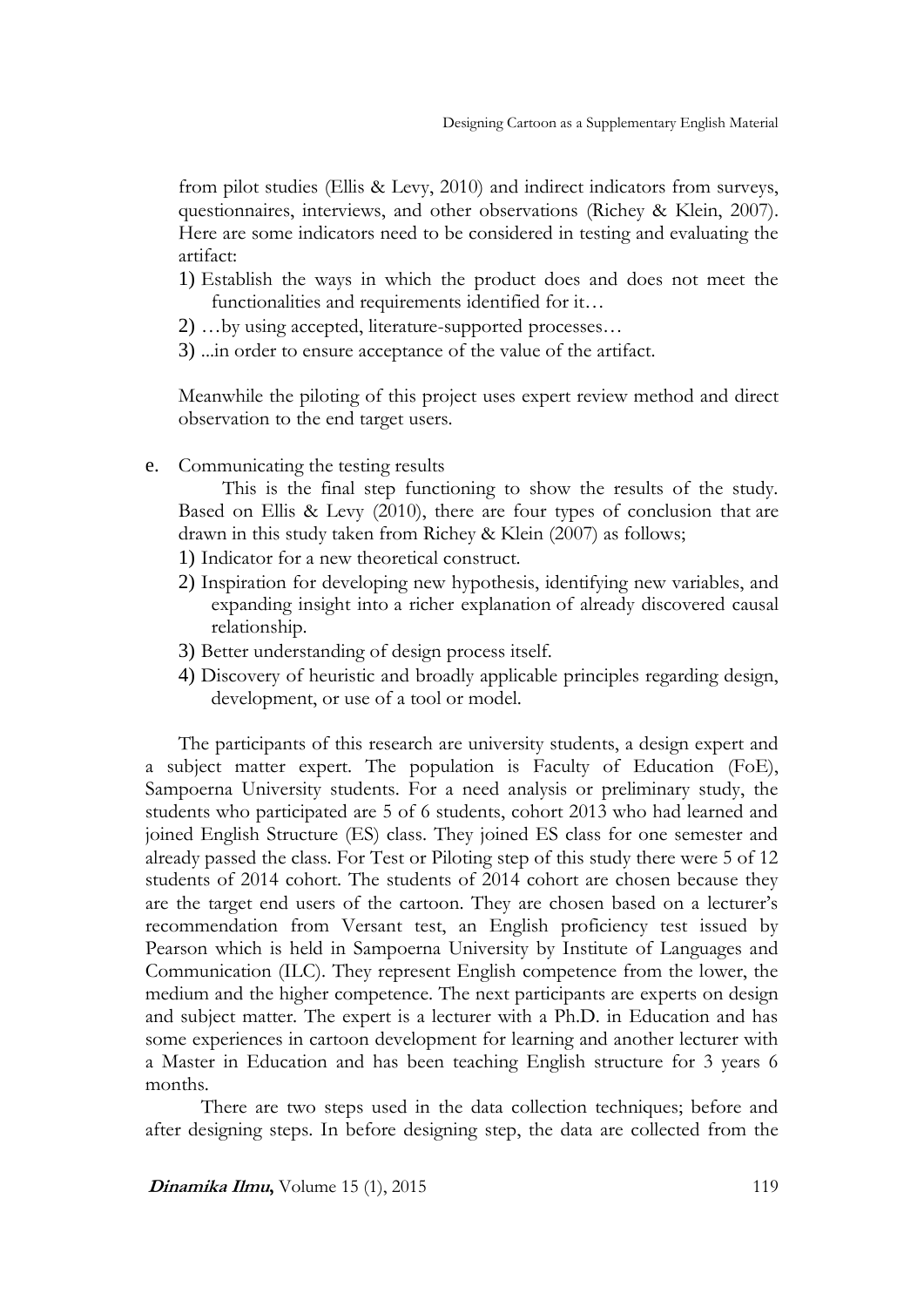from pilot studies (Ellis & Levy, 2010) and indirect indicators from surveys, questionnaires, interviews, and other observations (Richey & Klein, 2007). Here are some indicators need to be considered in testing and evaluating the artifact:

1) Establish the ways in which the product does and does not meet the functionalities and requirements identified for it…
2) …by using accepted, literature-supported processes…
3) ...in order to ensure acceptance of the value of the artifact.

Meanwhile the piloting of this project uses expert review method and direct observation to the end target users.

e. Communicating the testing results

This is the final step functioning to show the results of the study. Based on Ellis & Levy (2010), there are four types of conclusion that are drawn in this study taken from Richey & Klein (2007) as follows;

1) Indicator for a new theoretical construct.
2) Inspiration for developing new hypothesis, identifying new variables, and expanding insight into a richer explanation of already discovered causal relationship.
3) Better understanding of design process itself.
4) Discovery of heuristic and broadly applicable principles regarding design, development, or use of a tool or model.

The participants of this research are university students, a design expert and a subject matter expert. The population is Faculty of Education (FoE), Sampoerna University students. For a need analysis or preliminary study, the students who participated are 5 of 6 students, cohort 2013 who had learned and joined English Structure (ES) class. They joined ES class for one semester and already passed the class. For Test or Piloting step of this study there were 5 of 12 students of 2014 cohort. The students of 2014 cohort are chosen because they are the target end users of the cartoon. They are chosen based on a lecturer's recommendation from Versant test, an English proficiency test issued by Pearson which is held in Sampoerna University by Institute of Languages and Communication (ILC). They represent English competence from the lower, the medium and the higher competence. The next participants are experts on design and subject matter. The expert is a lecturer with a Ph.D. in Education and has some experiences in cartoon development for learning and another lecturer with a Master in Education and has been teaching English structure for 3 years 6 months.

There are two steps used in the data collection techniques; before and after designing steps. In before designing step, the data are collected from the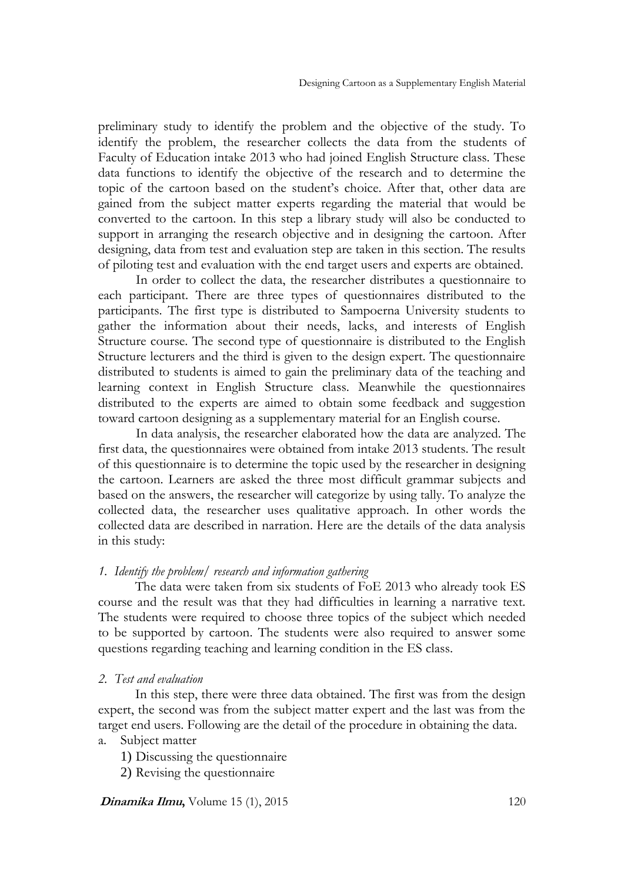preliminary study to identify the problem and the objective of the study. To identify the problem, the researcher collects the data from the students of Faculty of Education intake 2013 who had joined English Structure class. These data functions to identify the objective of the research and to determine the topic of the cartoon based on the student's choice. After that, other data are gained from the subject matter experts regarding the material that would be converted to the cartoon. In this step a library study will also be conducted to support in arranging the research objective and in designing the cartoon. After designing, data from test and evaluation step are taken in this section. The results of piloting test and evaluation with the end target users and experts are obtained.

In order to collect the data, the researcher distributes a questionnaire to each participant. There are three types of questionnaires distributed to the participants. The first type is distributed to Sampoerna University students to gather the information about their needs, lacks, and interests of English Structure course. The second type of questionnaire is distributed to the English Structure lecturers and the third is given to the design expert. The questionnaire distributed to students is aimed to gain the preliminary data of the teaching and learning context in English Structure class. Meanwhile the questionnaires distributed to the experts are aimed to obtain some feedback and suggestion toward cartoon designing as a supplementary material for an English course.

In data analysis, the researcher elaborated how the data are analyzed. The first data, the questionnaires were obtained from intake 2013 students. The result of this questionnaire is to determine the topic used by the researcher in designing the cartoon. Learners are asked the three most difficult grammar subjects and based on the answers, the researcher will categorize by using tally. To analyze the collected data, the researcher uses qualitative approach. In other words the collected data are described in narration. Here are the details of the data analysis in this study:

*1. Identify the problem/ research and information gathering*

The data were taken from six students of FoE 2013 who already took ES course and the result was that they had difficulties in learning a narrative text. The students were required to choose three topics of the subject which needed to be supported by cartoon. The students were also required to answer some questions regarding teaching and learning condition in the ES class.

*2. Test and evaluation*

In this step, there were three data obtained. The first was from the design expert, the second was from the subject matter expert and the last was from the target end users. Following are the detail of the procedure in obtaining the data.

a. Subject matter
   1) Discussing the questionnaire
   2) Revising the questionnaire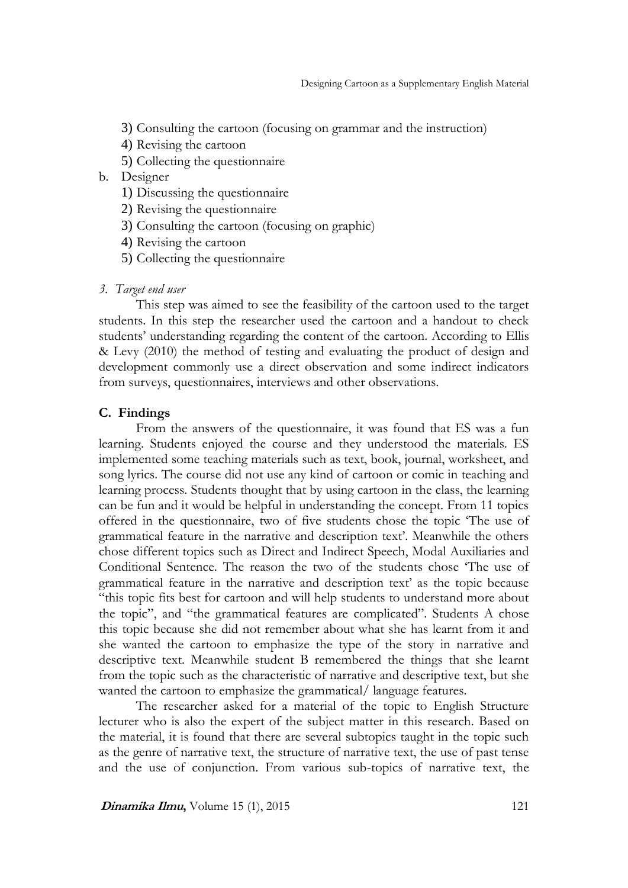3) Consulting the cartoon (focusing on grammar and the instruction)
4) Revising the cartoon
5) Collecting the questionnaire

b. Designer
   1) Discussing the questionnaire
   2) Revising the questionnaire
   3) Consulting the cartoon (focusing on graphic)
   4) Revising the cartoon
   5) Collecting the questionnaire

*3. Target end user*

This step was aimed to see the feasibility of the cartoon used to the target students. In this step the researcher used the cartoon and a handout to check students' understanding regarding the content of the cartoon. According to Ellis & Levy (2010) the method of testing and evaluating the product of design and development commonly use a direct observation and some indirect indicators from surveys, questionnaires, interviews and other observations.

## C. Findings

From the answers of the questionnaire, it was found that ES was a fun learning. Students enjoyed the course and they understood the materials. ES implemented some teaching materials such as text, book, journal, worksheet, and song lyrics. The course did not use any kind of cartoon or comic in teaching and learning process. Students thought that by using cartoon in the class, the learning can be fun and it would be helpful in understanding the concept. From 11 topics offered in the questionnaire, two of five students chose the topic 'The use of grammatical feature in the narrative and description text'. Meanwhile the others chose different topics such as Direct and Indirect Speech, Modal Auxiliaries and Conditional Sentence. The reason the two of the students chose 'The use of grammatical feature in the narrative and description text' as the topic because "this topic fits best for cartoon and will help students to understand more about the topic", and "the grammatical features are complicated". Students A chose this topic because she did not remember about what she has learnt from it and she wanted the cartoon to emphasize the type of the story in narrative and descriptive text. Meanwhile student B remembered the things that she learnt from the topic such as the characteristic of narrative and descriptive text, but she wanted the cartoon to emphasize the grammatical/ language features.

The researcher asked for a material of the topic to English Structure lecturer who is also the expert of the subject matter in this research. Based on the material, it is found that there are several subtopics taught in the topic such as the genre of narrative text, the structure of narrative text, the use of past tense and the use of conjunction. From various sub-topics of narrative text, the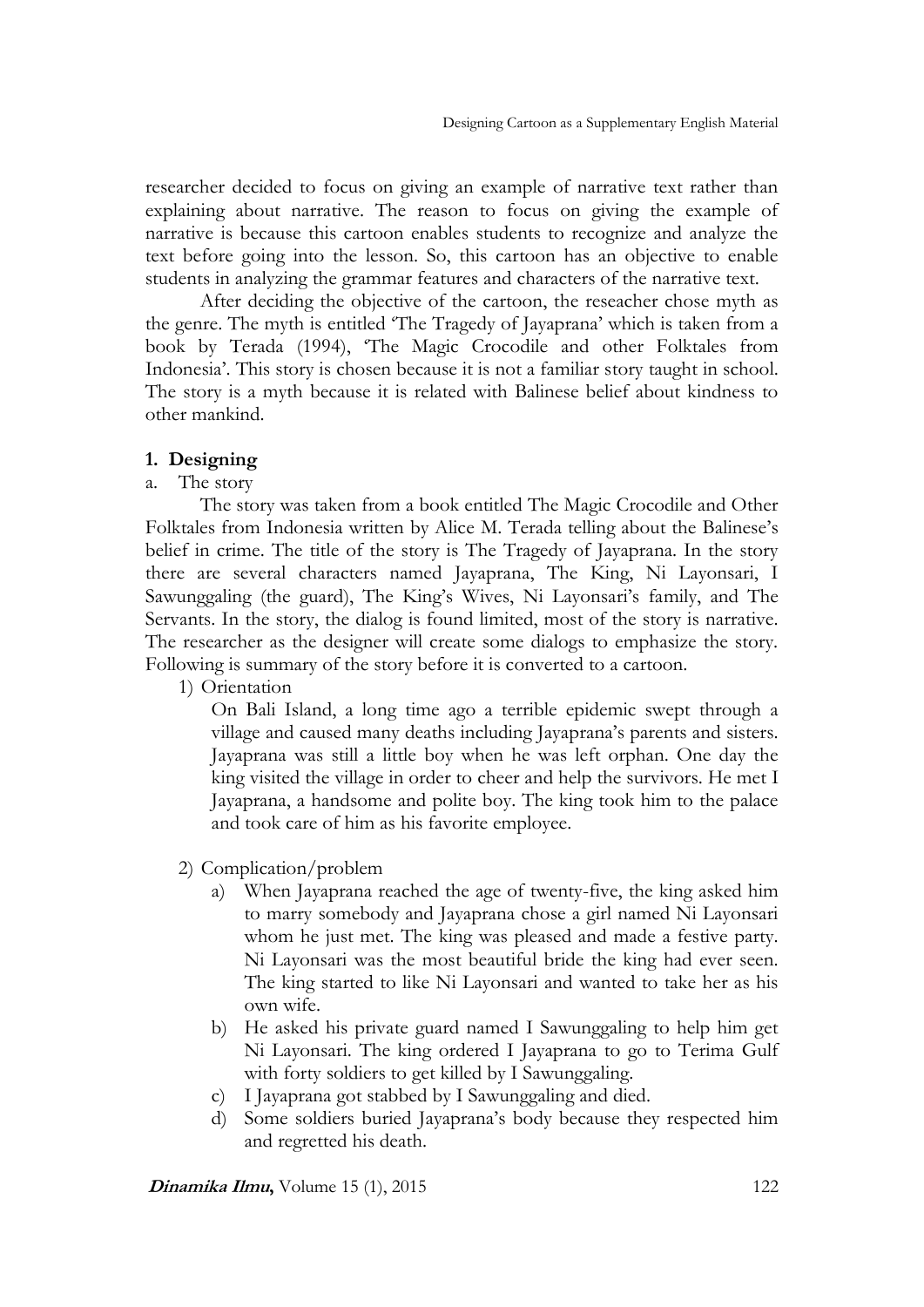researcher decided to focus on giving an example of narrative text rather than explaining about narrative. The reason to focus on giving the example of narrative is because this cartoon enables students to recognize and analyze the text before going into the lesson. So, this cartoon has an objective to enable students in analyzing the grammar features and characters of the narrative text.

After deciding the objective of the cartoon, the reseacher chose myth as the genre. The myth is entitled 'The Tragedy of Jayaprana' which is taken from a book by Terada (1994), 'The Magic Crocodile and other Folktales from Indonesia'. This story is chosen because it is not a familiar story taught in school. The story is a myth because it is related with Balinese belief about kindness to other mankind.

## 1. Designing

a. The story

The story was taken from a book entitled The Magic Crocodile and Other Folktales from Indonesia written by Alice M. Terada telling about the Balinese's belief in crime. The title of the story is The Tragedy of Jayaprana. In the story there are several characters named Jayaprana, The King, Ni Layonsari, I Sawunggaling (the guard), The King's Wives, Ni Layonsari's family, and The Servants. In the story, the dialog is found limited, most of the story is narrative. The researcher as the designer will create some dialogs to emphasize the story. Following is summary of the story before it is converted to a cartoon.

1) Orientation

On Bali Island, a long time ago a terrible epidemic swept through a village and caused many deaths including Jayaprana's parents and sisters. Jayaprana was still a little boy when he was left orphan. One day the king visited the village in order to cheer and help the survivors. He met I Jayaprana, a handsome and polite boy. The king took him to the palace and took care of him as his favorite employee.

2) Complication/problem

a) When Jayaprana reached the age of twenty-five, the king asked him to marry somebody and Jayaprana chose a girl named Ni Layonsari whom he just met. The king was pleased and made a festive party. Ni Layonsari was the most beautiful bride the king had ever seen. The king started to like Ni Layonsari and wanted to take her as his own wife.

b) He asked his private guard named I Sawunggaling to help him get Ni Layonsari. The king ordered I Jayaprana to go to Terima Gulf with forty soldiers to get killed by I Sawunggaling.

c) I Jayaprana got stabbed by I Sawunggaling and died.

d) Some soldiers buried Jayaprana's body because they respected him and regretted his death.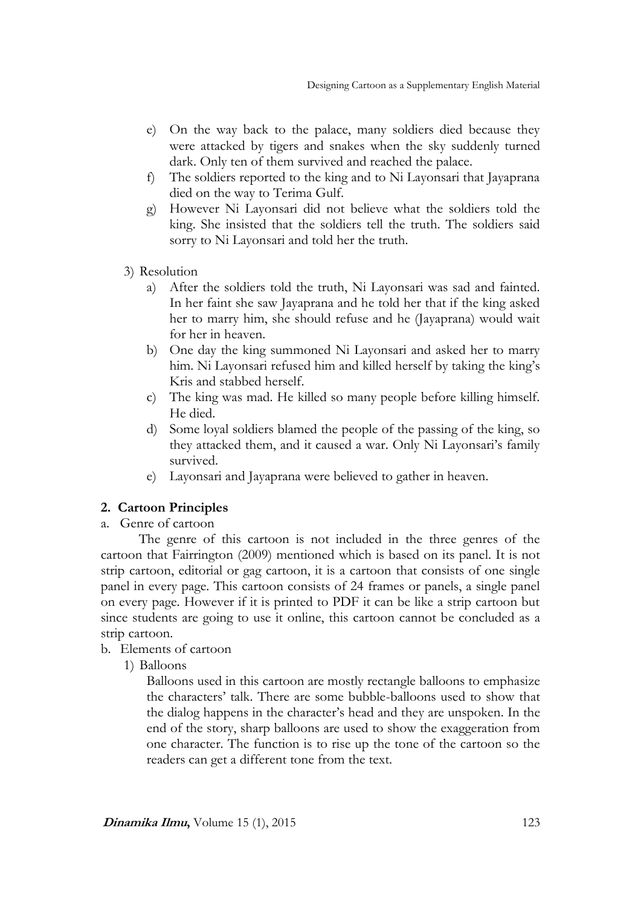e) On the way back to the palace, many soldiers died because they were attacked by tigers and snakes when the sky suddenly turned dark. Only ten of them survived and reached the palace.
f) The soldiers reported to the king and to Ni Layonsari that Jayaprana died on the way to Terima Gulf.
g) However Ni Layonsari did not believe what the soldiers told the king. She insisted that the soldiers tell the truth. The soldiers said sorry to Ni Layonsari and told her the truth.

3) Resolution
   a) After the soldiers told the truth, Ni Layonsari was sad and fainted. In her faint she saw Jayaprana and he told her that if the king asked her to marry him, she should refuse and he (Jayaprana) would wait for her in heaven.
   b) One day the king summoned Ni Layonsari and asked her to marry him. Ni Layonsari refused him and killed herself by taking the king's Kris and stabbed herself.
   c) The king was mad. He killed so many people before killing himself. He died.
   d) Some loyal soldiers blamed the people of the passing of the king, so they attacked them, and it caused a war. Only Ni Layonsari's family survived.
   e) Layonsari and Jayaprana were believed to gather in heaven.

## 2. Cartoon Principles

a. Genre of cartoon

The genre of this cartoon is not included in the three genres of the cartoon that Fairrington (2009) mentioned which is based on its panel. It is not strip cartoon, editorial or gag cartoon, it is a cartoon that consists of one single panel in every page. This cartoon consists of 24 frames or panels, a single panel on every page. However if it is printed to PDF it can be like a strip cartoon but since students are going to use it online, this cartoon cannot be concluded as a strip cartoon.

b. Elements of cartoon

1) Balloons

Balloons used in this cartoon are mostly rectangle balloons to emphasize the characters' talk. There are some bubble-balloons used to show that the dialog happens in the character's head and they are unspoken. In the end of the story, sharp balloons are used to show the exaggeration from one character. The function is to rise up the tone of the cartoon so the readers can get a different tone from the text.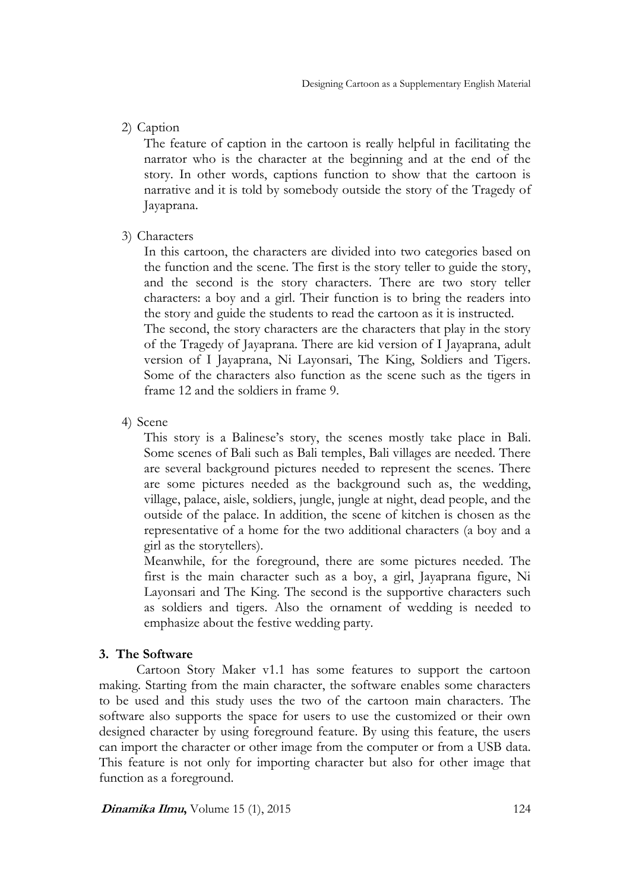2) Caption

   The feature of caption in the cartoon is really helpful in facilitating the narrator who is the character at the beginning and at the end of the story. In other words, captions function to show that the cartoon is narrative and it is told by somebody outside the story of the Tragedy of Jayaprana.

3) Characters

   In this cartoon, the characters are divided into two categories based on the function and the scene. The first is the story teller to guide the story, and the second is the story characters. There are two story teller characters: a boy and a girl. Their function is to bring the readers into the story and guide the students to read the cartoon as it is instructed.

   The second, the story characters are the characters that play in the story of the Tragedy of Jayaprana. There are kid version of I Jayaprana, adult version of I Jayaprana, Ni Layonsari, The King, Soldiers and Tigers. Some of the characters also function as the scene such as the tigers in frame 12 and the soldiers in frame 9.

4) Scene

   This story is a Balinese's story, the scenes mostly take place in Bali. Some scenes of Bali such as Bali temples, Bali villages are needed. There are several background pictures needed to represent the scenes. There are some pictures needed as the background such as, the wedding, village, palace, aisle, soldiers, jungle, jungle at night, dead people, and the outside of the palace. In addition, the scene of kitchen is chosen as the representative of a home for the two additional characters (a boy and a girl as the storytellers).

   Meanwhile, for the foreground, there are some pictures needed. The first is the main character such as a boy, a girl, Jayaprana figure, Ni Layonsari and The King. The second is the supportive characters such as soldiers and tigers. Also the ornament of wedding is needed to emphasize about the festive wedding party.

### 3. The Software

Cartoon Story Maker v1.1 has some features to support the cartoon making. Starting from the main character, the software enables some characters to be used and this study uses the two of the cartoon main characters. The software also supports the space for users to use the customized or their own designed character by using foreground feature. By using this feature, the users can import the character or other image from the computer or from a USB data. This feature is not only for importing character but also for other image that function as a foreground.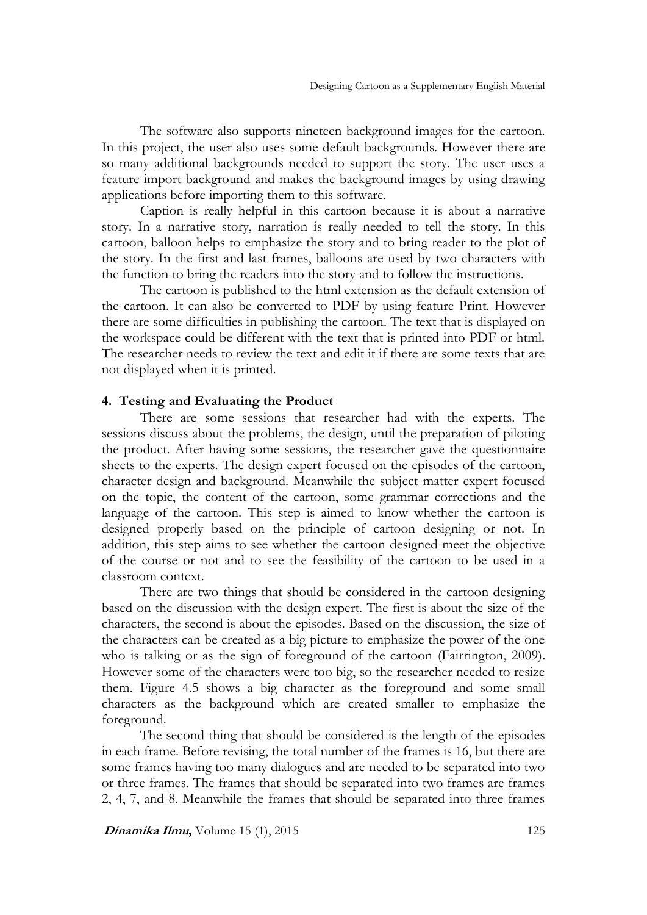The software also supports nineteen background images for the cartoon. In this project, the user also uses some default backgrounds. However there are so many additional backgrounds needed to support the story. The user uses a feature import background and makes the background images by using drawing applications before importing them to this software.

Caption is really helpful in this cartoon because it is about a narrative story. In a narrative story, narration is really needed to tell the story. In this cartoon, balloon helps to emphasize the story and to bring reader to the plot of the story. In the first and last frames, balloons are used by two characters with the function to bring the readers into the story and to follow the instructions.

The cartoon is published to the html extension as the default extension of the cartoon. It can also be converted to PDF by using feature Print. However there are some difficulties in publishing the cartoon. The text that is displayed on the workspace could be different with the text that is printed into PDF or html. The researcher needs to review the text and edit it if there are some texts that are not displayed when it is printed.

### 4. Testing and Evaluating the Product

There are some sessions that researcher had with the experts. The sessions discuss about the problems, the design, until the preparation of piloting the product. After having some sessions, the researcher gave the questionnaire sheets to the experts. The design expert focused on the episodes of the cartoon, character design and background. Meanwhile the subject matter expert focused on the topic, the content of the cartoon, some grammar corrections and the language of the cartoon. This step is aimed to know whether the cartoon is designed properly based on the principle of cartoon designing or not. In addition, this step aims to see whether the cartoon designed meet the objective of the course or not and to see the feasibility of the cartoon to be used in a classroom context.

There are two things that should be considered in the cartoon designing based on the discussion with the design expert. The first is about the size of the characters, the second is about the episodes. Based on the discussion, the size of the characters can be created as a big picture to emphasize the power of the one who is talking or as the sign of foreground of the cartoon (Fairrington, 2009). However some of the characters were too big, so the researcher needed to resize them. Figure 4.5 shows a big character as the foreground and some small characters as the background which are created smaller to emphasize the foreground.

The second thing that should be considered is the length of the episodes in each frame. Before revising, the total number of the frames is 16, but there are some frames having too many dialogues and are needed to be separated into two or three frames. The frames that should be separated into two frames are frames 2, 4, 7, and 8. Meanwhile the frames that should be separated into three frames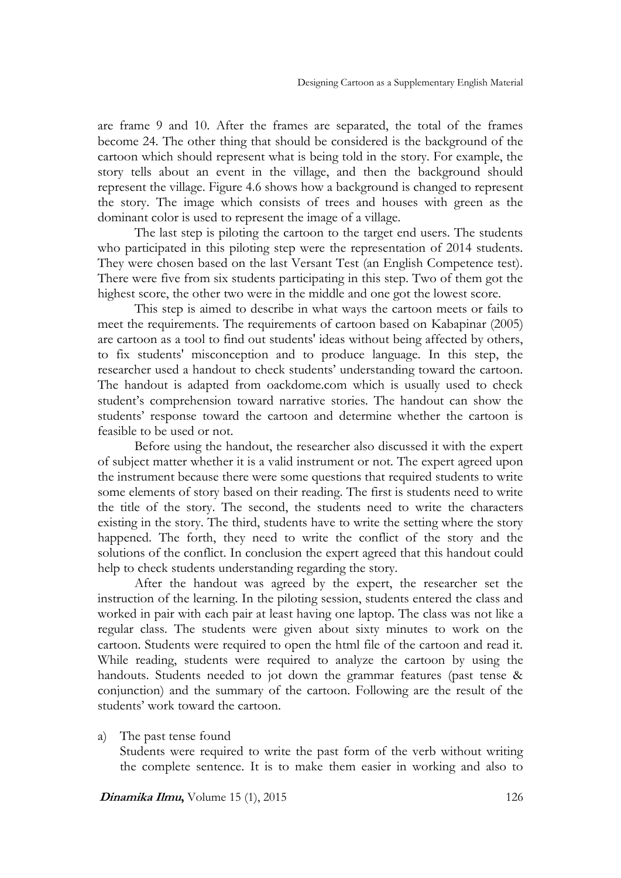are frame 9 and 10. After the frames are separated, the total of the frames become 24. The other thing that should be considered is the background of the cartoon which should represent what is being told in the story. For example, the story tells about an event in the village, and then the background should represent the village. Figure 4.6 shows how a background is changed to represent the story. The image which consists of trees and houses with green as the dominant color is used to represent the image of a village.

The last step is piloting the cartoon to the target end users. The students who participated in this piloting step were the representation of 2014 students. They were chosen based on the last Versant Test (an English Competence test). There were five from six students participating in this step. Two of them got the highest score, the other two were in the middle and one got the lowest score.

This step is aimed to describe in what ways the cartoon meets or fails to meet the requirements. The requirements of cartoon based on Kabapinar (2005) are cartoon as a tool to find out students' ideas without being affected by others, to fix students' misconception and to produce language. In this step, the researcher used a handout to check students' understanding toward the cartoon. The handout is adapted from oackdome.com which is usually used to check student's comprehension toward narrative stories. The handout can show the students' response toward the cartoon and determine whether the cartoon is feasible to be used or not.

Before using the handout, the researcher also discussed it with the expert of subject matter whether it is a valid instrument or not. The expert agreed upon the instrument because there were some questions that required students to write some elements of story based on their reading. The first is students need to write the title of the story. The second, the students need to write the characters existing in the story. The third, students have to write the setting where the story happened. The forth, they need to write the conflict of the story and the solutions of the conflict. In conclusion the expert agreed that this handout could help to check students understanding regarding the story.

After the handout was agreed by the expert, the researcher set the instruction of the learning. In the piloting session, students entered the class and worked in pair with each pair at least having one laptop. The class was not like a regular class. The students were given about sixty minutes to work on the cartoon. Students were required to open the html file of the cartoon and read it. While reading, students were required to analyze the cartoon by using the handouts. Students needed to jot down the grammar features (past tense & conjunction) and the summary of the cartoon. Following are the result of the students' work toward the cartoon.

a) The past tense found

   Students were required to write the past form of the verb without writing the complete sentence. It is to make them easier in working and also to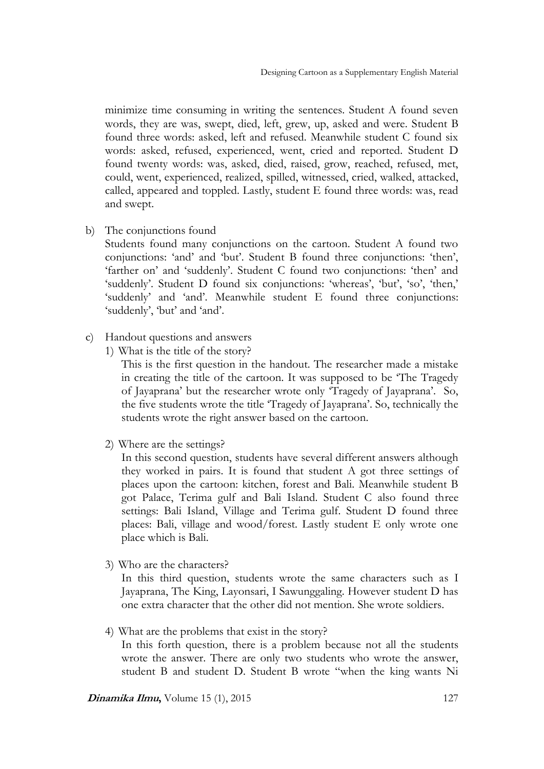minimize time consuming in writing the sentences. Student A found seven words, they are was, swept, died, left, grew, up, asked and were. Student B found three words: asked, left and refused. Meanwhile student C found six words: asked, refused, experienced, went, cried and reported. Student D found twenty words: was, asked, died, raised, grow, reached, refused, met, could, went, experienced, realized, spilled, witnessed, cried, walked, attacked, called, appeared and toppled. Lastly, student E found three words: was, read and swept.

b) The conjunctions found

   Students found many conjunctions on the cartoon. Student A found two conjunctions: 'and' and 'but'. Student B found three conjunctions: 'then', 'farther on' and 'suddenly'. Student C found two conjunctions: 'then' and 'suddenly'. Student D found six conjunctions: 'whereas', 'but', 'so', 'then,' 'suddenly' and 'and'. Meanwhile student E found three conjunctions: 'suddenly', 'but' and 'and'.

c) Handout questions and answers

   1) What is the title of the story?

      This is the first question in the handout. The researcher made a mistake in creating the title of the cartoon. It was supposed to be 'The Tragedy of Jayaprana' but the researcher wrote only 'Tragedy of Jayaprana'. So, the five students wrote the title 'Tragedy of Jayaprana'. So, technically the students wrote the right answer based on the cartoon.

   2) Where are the settings?

      In this second question, students have several different answers although they worked in pairs. It is found that student A got three settings of places upon the cartoon: kitchen, forest and Bali. Meanwhile student B got Palace, Terima gulf and Bali Island. Student C also found three settings: Bali Island, Village and Terima gulf. Student D found three places: Bali, village and wood/forest. Lastly student E only wrote one place which is Bali.

   3) Who are the characters?

      In this third question, students wrote the same characters such as I Jayaprana, The King, Layonsari, I Sawunggaling. However student D has one extra character that the other did not mention. She wrote soldiers.

   4) What are the problems that exist in the story?

      In this forth question, there is a problem because not all the students wrote the answer. There are only two students who wrote the answer, student B and student D. Student B wrote "when the king wants Ni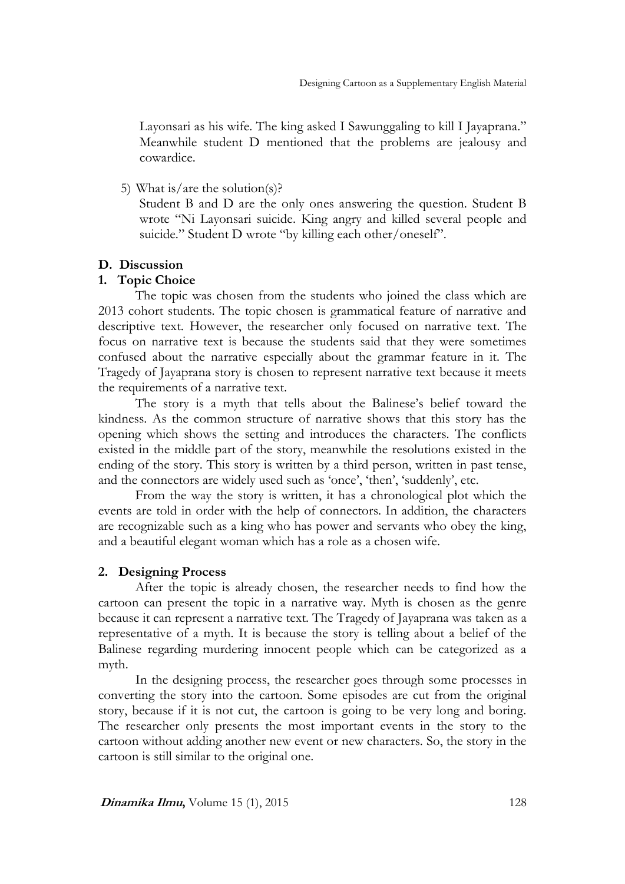Layonsari as his wife. The king asked I Sawunggaling to kill I Jayaprana." Meanwhile student D mentioned that the problems are jealousy and cowardice.

5) What is/are the solution(s)?
   Student B and D are the only ones answering the question. Student B wrote "Ni Layonsari suicide. King angry and killed several people and suicide." Student D wrote "by killing each other/oneself".

## D. Discussion

### 1. Topic Choice

The topic was chosen from the students who joined the class which are 2013 cohort students. The topic chosen is grammatical feature of narrative and descriptive text. However, the researcher only focused on narrative text. The focus on narrative text is because the students said that they were sometimes confused about the narrative especially about the grammar feature in it. The Tragedy of Jayaprana story is chosen to represent narrative text because it meets the requirements of a narrative text.

The story is a myth that tells about the Balinese's belief toward the kindness. As the common structure of narrative shows that this story has the opening which shows the setting and introduces the characters. The conflicts existed in the middle part of the story, meanwhile the resolutions existed in the ending of the story. This story is written by a third person, written in past tense, and the connectors are widely used such as 'once', 'then', 'suddenly', etc.

From the way the story is written, it has a chronological plot which the events are told in order with the help of connectors. In addition, the characters are recognizable such as a king who has power and servants who obey the king, and a beautiful elegant woman which has a role as a chosen wife.

### 2. Designing Process

After the topic is already chosen, the researcher needs to find how the cartoon can present the topic in a narrative way. Myth is chosen as the genre because it can represent a narrative text. The Tragedy of Jayaprana was taken as a representative of a myth. It is because the story is telling about a belief of the Balinese regarding murdering innocent people which can be categorized as a myth.

In the designing process, the researcher goes through some processes in converting the story into the cartoon. Some episodes are cut from the original story, because if it is not cut, the cartoon is going to be very long and boring. The researcher only presents the most important events in the story to the cartoon without adding another new event or new characters. So, the story in the cartoon is still similar to the original one.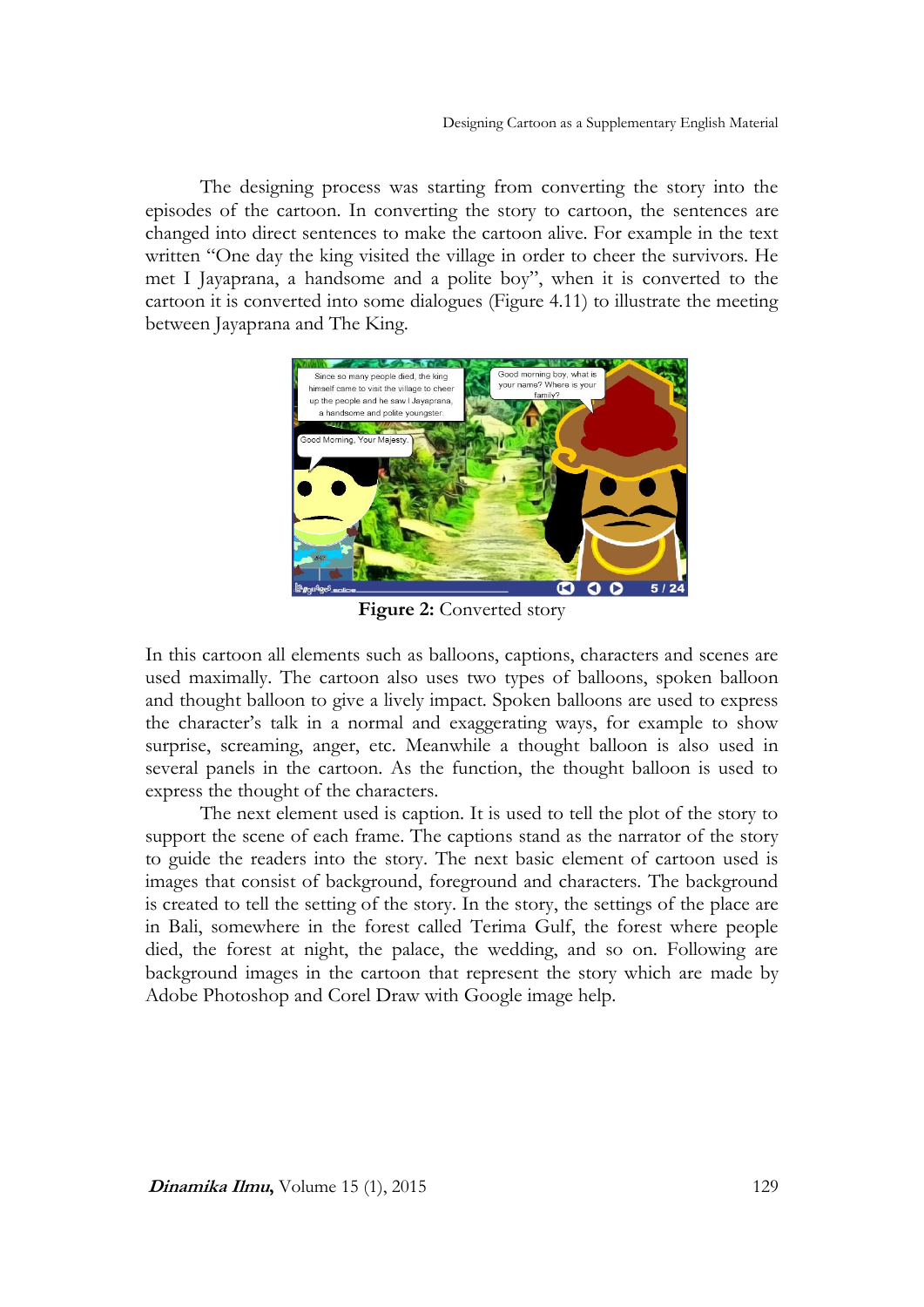The designing process was starting from converting the story into the episodes of the cartoon. In converting the story to cartoon, the sentences are changed into direct sentences to make the cartoon alive. For example in the text written "One day the king visited the village in order to cheer the survivors. He met I Jayaprana, a handsome and a polite boy", when it is converted to the cartoon it is converted into some dialogues (Figure 4.11) to illustrate the meeting between Jayaprana and The King.

**Figure 2:** Converted story

In this cartoon all elements such as balloons, captions, characters and scenes are used maximally. The cartoon also uses two types of balloons, spoken balloon and thought balloon to give a lively impact. Spoken balloons are used to express the character's talk in a normal and exaggerating ways, for example to show surprise, screaming, anger, etc. Meanwhile a thought balloon is also used in several panels in the cartoon. As the function, the thought balloon is used to express the thought of the characters.

The next element used is caption. It is used to tell the plot of the story to support the scene of each frame. The captions stand as the narrator of the story to guide the readers into the story. The next basic element of cartoon used is images that consist of background, foreground and characters. The background is created to tell the setting of the story. In the story, the settings of the place are in Bali, somewhere in the forest called Terima Gulf, the forest where people died, the forest at night, the palace, the wedding, and so on. Following are background images in the cartoon that represent the story which are made by Adobe Photoshop and Corel Draw with Google image help.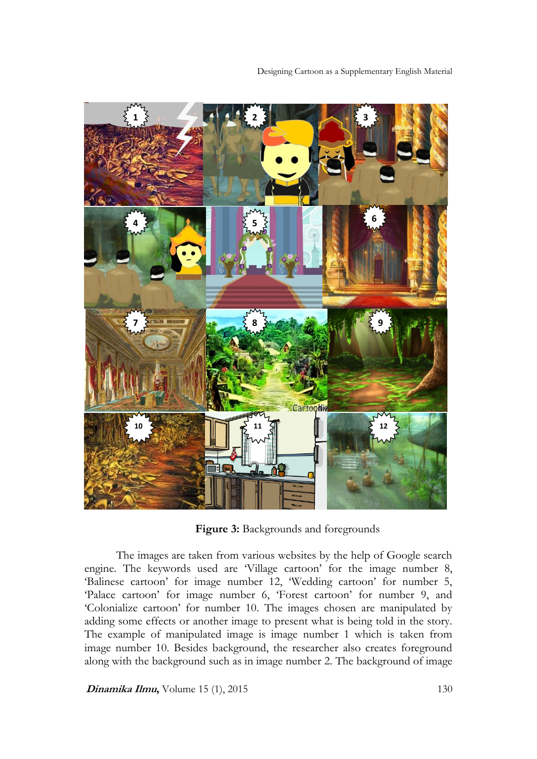**Figure 3:** Backgrounds and foregrounds

The images are taken from various websites by the help of Google search engine. The keywords used are 'Village cartoon' for the image number 8, 'Balinese cartoon' for image number 12, 'Wedding cartoon' for number 5, 'Palace cartoon' for image number 6, 'Forest cartoon' for number 9, and 'Colonialize cartoon' for number 10. The images chosen are manipulated by adding some effects or another image to present what is being told in the story. The example of manipulated image is image number 1 which is taken from image number 10. Besides background, the researcher also creates foreground along with the background such as in image number 2. The background of image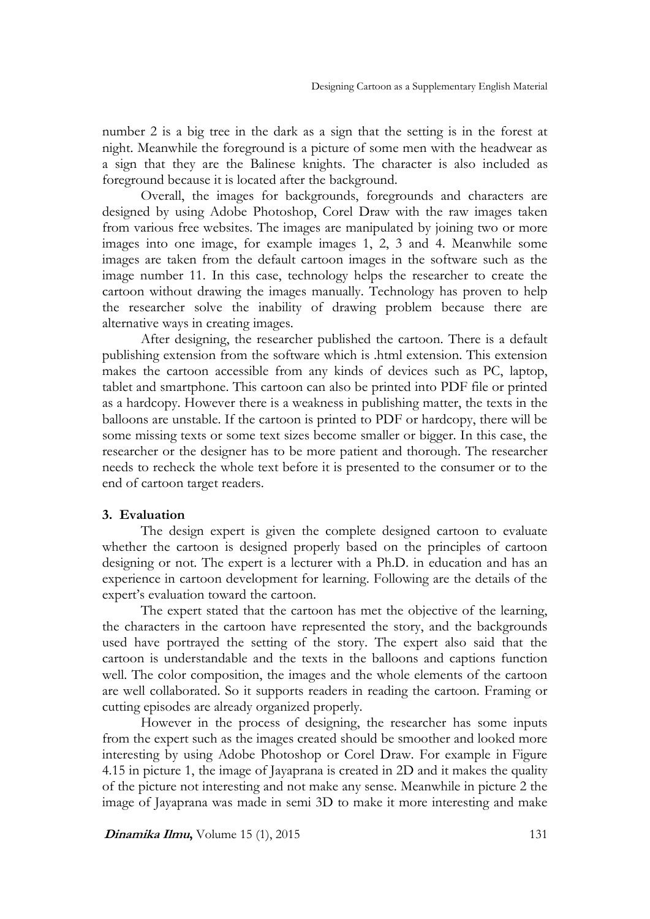number 2 is a big tree in the dark as a sign that the setting is in the forest at night. Meanwhile the foreground is a picture of some men with the headwear as a sign that they are the Balinese knights. The character is also included as foreground because it is located after the background.

Overall, the images for backgrounds, foregrounds and characters are designed by using Adobe Photoshop, Corel Draw with the raw images taken from various free websites. The images are manipulated by joining two or more images into one image, for example images 1, 2, 3 and 4. Meanwhile some images are taken from the default cartoon images in the software such as the image number 11. In this case, technology helps the researcher to create the cartoon without drawing the images manually. Technology has proven to help the researcher solve the inability of drawing problem because there are alternative ways in creating images.

After designing, the researcher published the cartoon. There is a default publishing extension from the software which is .html extension. This extension makes the cartoon accessible from any kinds of devices such as PC, laptop, tablet and smartphone. This cartoon can also be printed into PDF file or printed as a hardcopy. However there is a weakness in publishing matter, the texts in the balloons are unstable. If the cartoon is printed to PDF or hardcopy, there will be some missing texts or some text sizes become smaller or bigger. In this case, the researcher or the designer has to be more patient and thorough. The researcher needs to recheck the whole text before it is presented to the consumer or to the end of cartoon target readers.

### 3. Evaluation

The design expert is given the complete designed cartoon to evaluate whether the cartoon is designed properly based on the principles of cartoon designing or not. The expert is a lecturer with a Ph.D. in education and has an experience in cartoon development for learning. Following are the details of the expert's evaluation toward the cartoon.

The expert stated that the cartoon has met the objective of the learning, the characters in the cartoon have represented the story, and the backgrounds used have portrayed the setting of the story. The expert also said that the cartoon is understandable and the texts in the balloons and captions function well. The color composition, the images and the whole elements of the cartoon are well collaborated. So it supports readers in reading the cartoon. Framing or cutting episodes are already organized properly.

However in the process of designing, the researcher has some inputs from the expert such as the images created should be smoother and looked more interesting by using Adobe Photoshop or Corel Draw. For example in Figure 4.15 in picture 1, the image of Jayaprana is created in 2D and it makes the quality of the picture not interesting and not make any sense. Meanwhile in picture 2 the image of Jayaprana was made in semi 3D to make it more interesting and make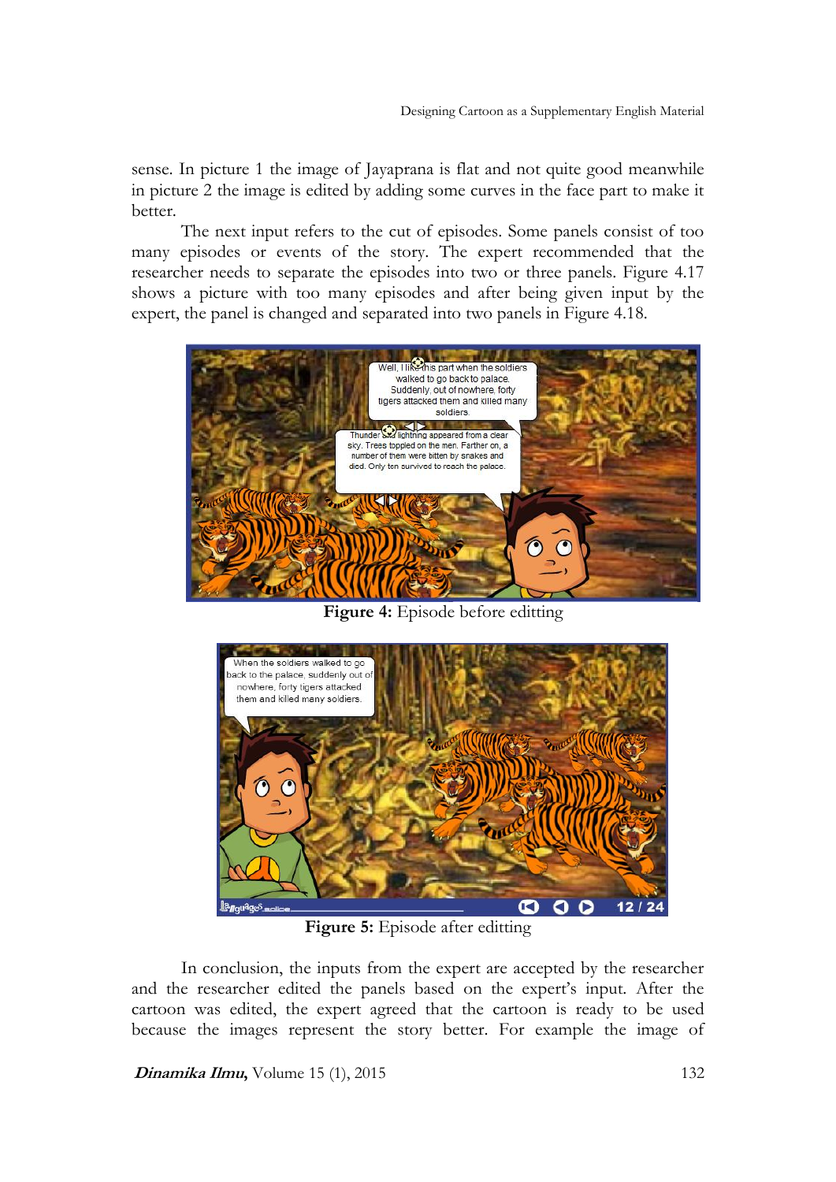sense. In picture 1 the image of Jayaprana is flat and not quite good meanwhile in picture 2 the image is edited by adding some curves in the face part to make it better.

The next input refers to the cut of episodes. Some panels consist of too many episodes or events of the story. The expert recommended that the researcher needs to separate the episodes into two or three panels. Figure 4.17 shows a picture with too many episodes and after being given input by the expert, the panel is changed and separated into two panels in Figure 4.18.

**Figure 4:** Episode before editting

**Figure 5:** Episode after editting

In conclusion, the inputs from the expert are accepted by the researcher and the researcher edited the panels based on the expert's input. After the cartoon was edited, the expert agreed that the cartoon is ready to be used because the images represent the story better. For example the image of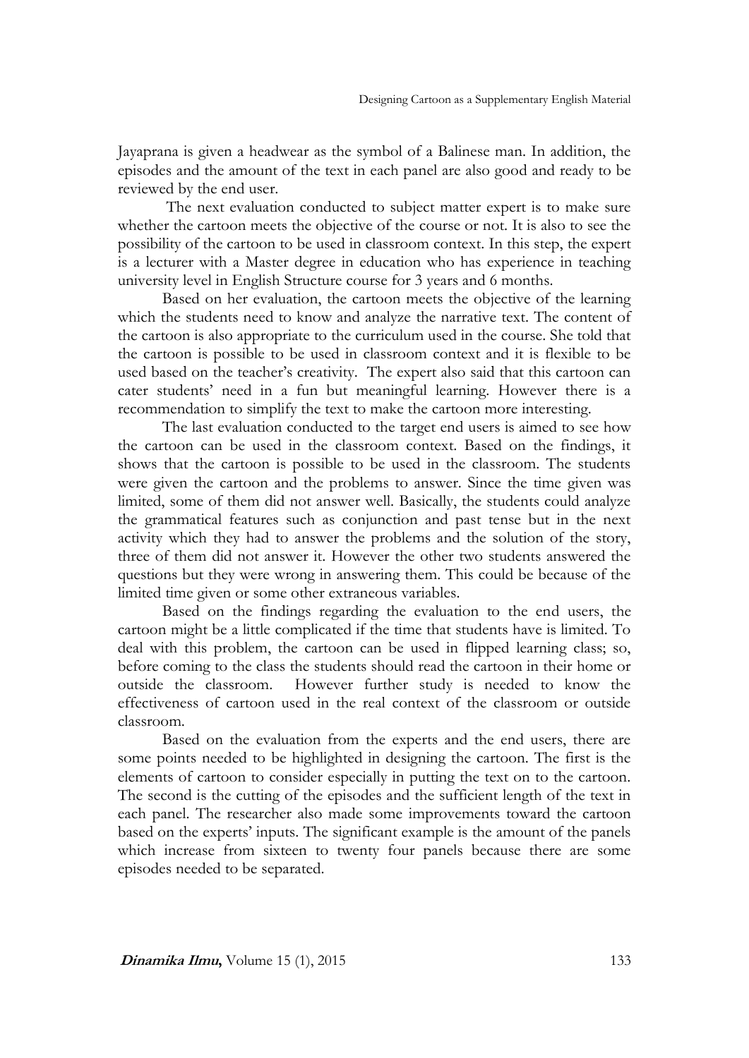Jayaprana is given a headwear as the symbol of a Balinese man. In addition, the episodes and the amount of the text in each panel are also good and ready to be reviewed by the end user.

The next evaluation conducted to subject matter expert is to make sure whether the cartoon meets the objective of the course or not. It is also to see the possibility of the cartoon to be used in classroom context. In this step, the expert is a lecturer with a Master degree in education who has experience in teaching university level in English Structure course for 3 years and 6 months.

Based on her evaluation, the cartoon meets the objective of the learning which the students need to know and analyze the narrative text. The content of the cartoon is also appropriate to the curriculum used in the course. She told that the cartoon is possible to be used in classroom context and it is flexible to be used based on the teacher's creativity. The expert also said that this cartoon can cater students' need in a fun but meaningful learning. However there is a recommendation to simplify the text to make the cartoon more interesting.

The last evaluation conducted to the target end users is aimed to see how the cartoon can be used in the classroom context. Based on the findings, it shows that the cartoon is possible to be used in the classroom. The students were given the cartoon and the problems to answer. Since the time given was limited, some of them did not answer well. Basically, the students could analyze the grammatical features such as conjunction and past tense but in the next activity which they had to answer the problems and the solution of the story, three of them did not answer it. However the other two students answered the questions but they were wrong in answering them. This could be because of the limited time given or some other extraneous variables.

Based on the findings regarding the evaluation to the end users, the cartoon might be a little complicated if the time that students have is limited. To deal with this problem, the cartoon can be used in flipped learning class; so, before coming to the class the students should read the cartoon in their home or outside the classroom. However further study is needed to know the effectiveness of cartoon used in the real context of the classroom or outside classroom.

Based on the evaluation from the experts and the end users, there are some points needed to be highlighted in designing the cartoon. The first is the elements of cartoon to consider especially in putting the text on to the cartoon. The second is the cutting of the episodes and the sufficient length of the text in each panel. The researcher also made some improvements toward the cartoon based on the experts' inputs. The significant example is the amount of the panels which increase from sixteen to twenty four panels because there are some episodes needed to be separated.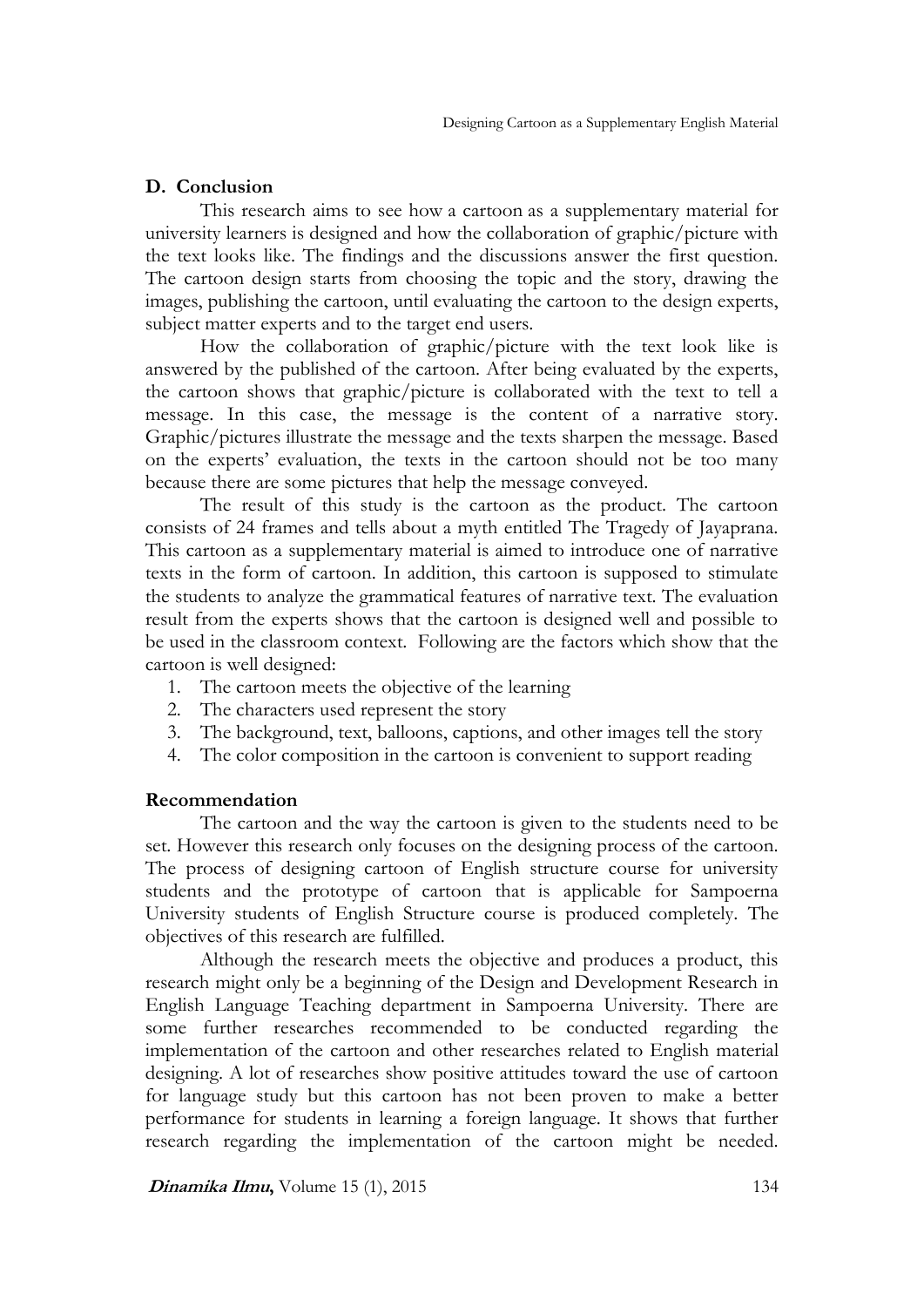## D. Conclusion

This research aims to see how a cartoon as a supplementary material for university learners is designed and how the collaboration of graphic/picture with the text looks like. The findings and the discussions answer the first question. The cartoon design starts from choosing the topic and the story, drawing the images, publishing the cartoon, until evaluating the cartoon to the design experts, subject matter experts and to the target end users.

How the collaboration of graphic/picture with the text look like is answered by the published of the cartoon. After being evaluated by the experts, the cartoon shows that graphic/picture is collaborated with the text to tell a message. In this case, the message is the content of a narrative story. Graphic/pictures illustrate the message and the texts sharpen the message. Based on the experts' evaluation, the texts in the cartoon should not be too many because there are some pictures that help the message conveyed.

The result of this study is the cartoon as the product. The cartoon consists of 24 frames and tells about a myth entitled The Tragedy of Jayaprana. This cartoon as a supplementary material is aimed to introduce one of narrative texts in the form of cartoon. In addition, this cartoon is supposed to stimulate the students to analyze the grammatical features of narrative text. The evaluation result from the experts shows that the cartoon is designed well and possible to be used in the classroom context. Following are the factors which show that the cartoon is well designed:

1. The cartoon meets the objective of the learning
2. The characters used represent the story
3. The background, text, balloons, captions, and other images tell the story
4. The color composition in the cartoon is convenient to support reading

### Recommendation

The cartoon and the way the cartoon is given to the students need to be set. However this research only focuses on the designing process of the cartoon. The process of designing cartoon of English structure course for university students and the prototype of cartoon that is applicable for Sampoerna University students of English Structure course is produced completely. The objectives of this research are fulfilled.

Although the research meets the objective and produces a product, this research might only be a beginning of the Design and Development Research in English Language Teaching department in Sampoerna University. There are some further researches recommended to be conducted regarding the implementation of the cartoon and other researches related to English material designing. A lot of researches show positive attitudes toward the use of cartoon for language study but this cartoon has not been proven to make a better performance for students in learning a foreign language. It shows that further research regarding the implementation of the cartoon might be needed.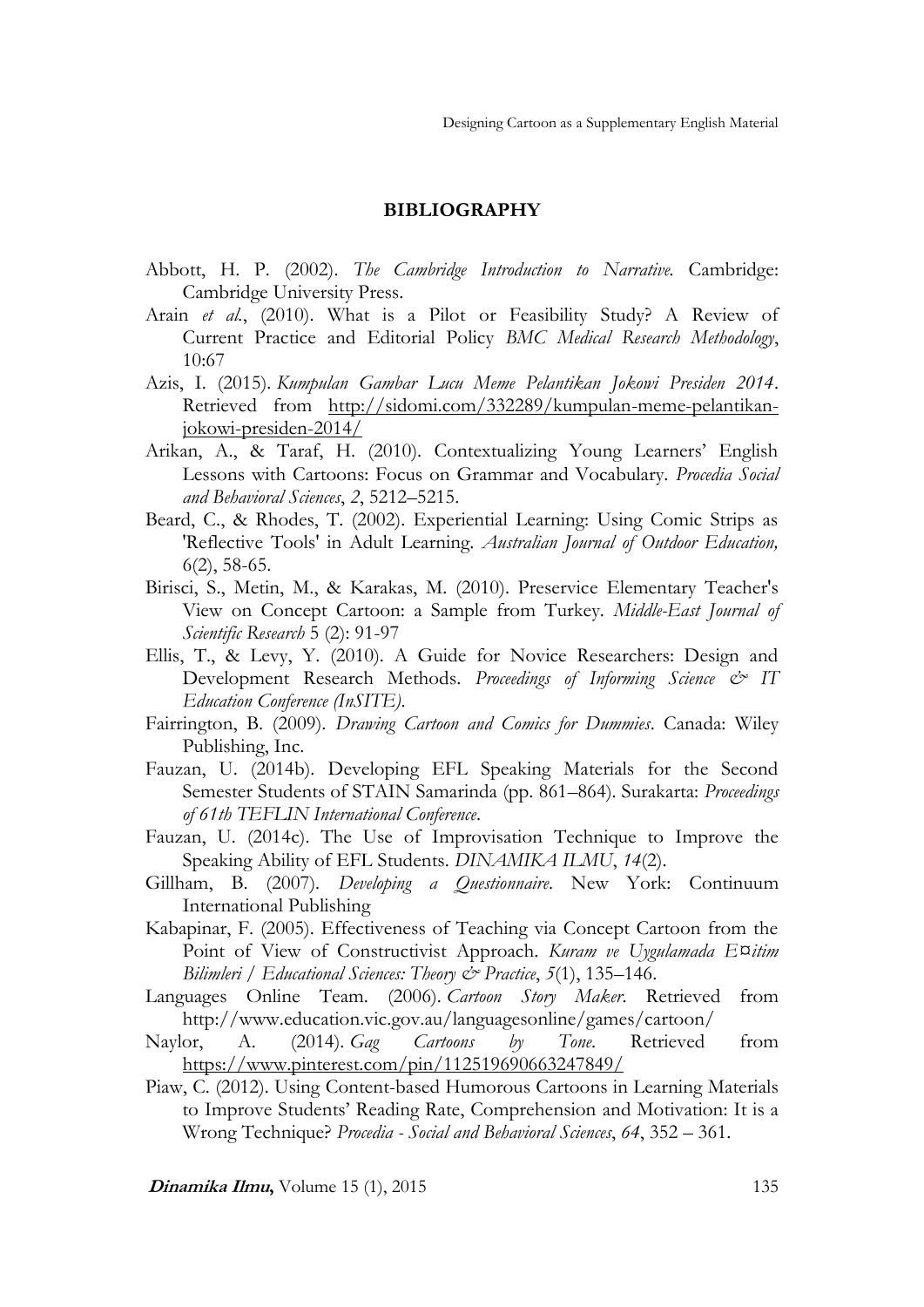## BIBLIOGRAPHY

Abbott, H. P. (2002). *The Cambridge Introduction to Narrative.* Cambridge: Cambridge University Press.

Arain *et al.*, (2010). What is a Pilot or Feasibility Study? A Review of Current Practice and Editorial Policy *BMC Medical Research Methodology*, 10:67

Azis, I. (2015). *Kumpulan Gambar Lucu Meme Pelantikan Jokowi Presiden 2014*. Retrieved from http://sidomi.com/332289/kumpulan-meme-pelantikan-jokowi-presiden-2014/

Arikan, A., & Taraf, H. (2010). Contextualizing Young Learners' English Lessons with Cartoons: Focus on Grammar and Vocabulary. *Procedia Social and Behavioral Sciences*, *2*, 5212–5215.

Beard, C., & Rhodes, T. (2002). Experiential Learning: Using Comic Strips as 'Reflective Tools' in Adult Learning. *Australian Journal of Outdoor Education,* 6(2), 58-65.

Birisci, S., Metin, M., & Karakas, M. (2010). Preservice Elementary Teacher's View on Concept Cartoon: a Sample from Turkey. *Middle-East Journal of Scientific Research* 5 (2): 91-97

Ellis, T., & Levy, Y. (2010). A Guide for Novice Researchers: Design and Development Research Methods. *Proceedings of Informing Science & IT Education Conference (InSITE).*

Fairrington, B. (2009). *Drawing Cartoon and Comics for Dummies*. Canada: Wiley Publishing, Inc.

Fauzan, U. (2014b). Developing EFL Speaking Materials for the Second Semester Students of STAIN Samarinda (pp. 861–864). Surakarta: *Proceedings of 61th TEFLIN International Conference*.

Fauzan, U. (2014c). The Use of Improvisation Technique to Improve the Speaking Ability of EFL Students. *DINAMIKA ILMU*, *14*(2).

Gillham, B. (2007). *Developing a Questionnaire*. New York: Continuum International Publishing

Kabapinar, F. (2005). Effectiveness of Teaching via Concept Cartoon from the Point of View of Constructivist Approach. *Kuram ve Uygulamada E¤itim Bilimleri / Educational Sciences: Theory & Practice*, *5*(1), 135–146.

Languages Online Team. (2006). *Cartoon Story Maker*. Retrieved from http://www.education.vic.gov.au/languagesonline/games/cartoon/

Naylor, A. (2014). *Gag Cartoons by Tone*. Retrieved from https://www.pinterest.com/pin/112519690663247849/

Piaw, C. (2012). Using Content-based Humorous Cartoons in Learning Materials to Improve Students' Reading Rate, Comprehension and Motivation: It is a Wrong Technique? *Procedia - Social and Behavioral Sciences*, *64*, 352 – 361.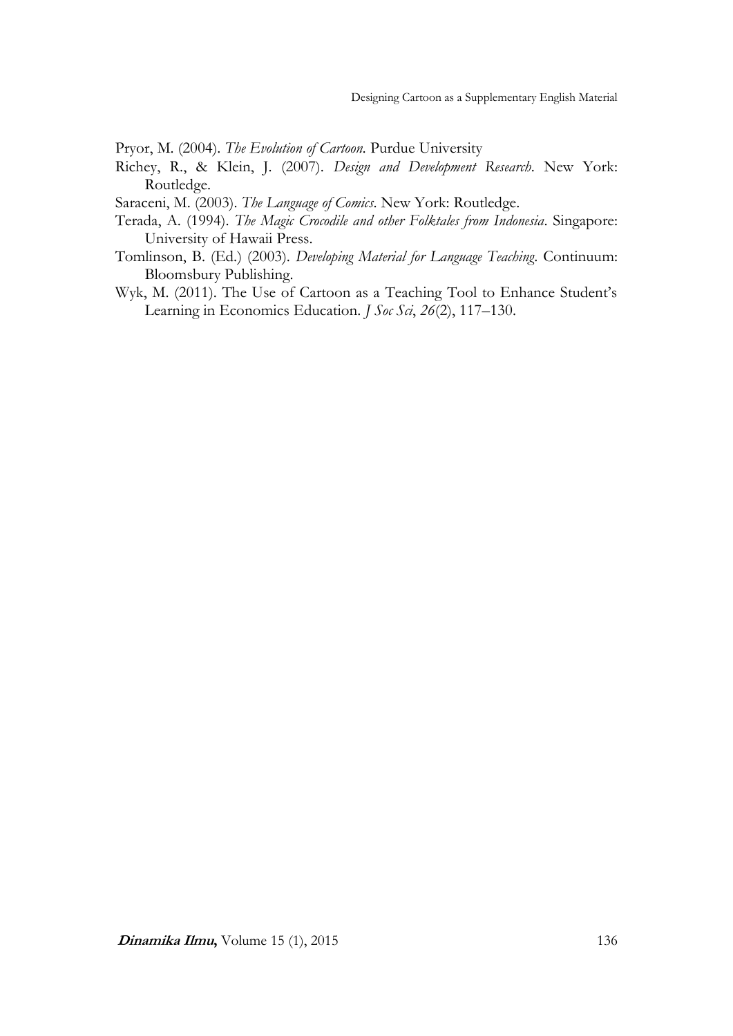Pryor, M. (2004). *The Evolution of Cartoon*. Purdue University

Richey, R., & Klein, J. (2007). *Design and Development Research*. New York: Routledge.

Saraceni, M. (2003). *The Language of Comics*. New York: Routledge.

Terada, A. (1994). *The Magic Crocodile and other Folktales from Indonesia*. Singapore: University of Hawaii Press.

Tomlinson, B. (Ed.) (2003). *Developing Material for Language Teaching*. Continuum: Bloomsbury Publishing.

Wyk, M. (2011). The Use of Cartoon as a Teaching Tool to Enhance Student's Learning in Economics Education. *J Soc Sci*, *26*(2), 117–130.